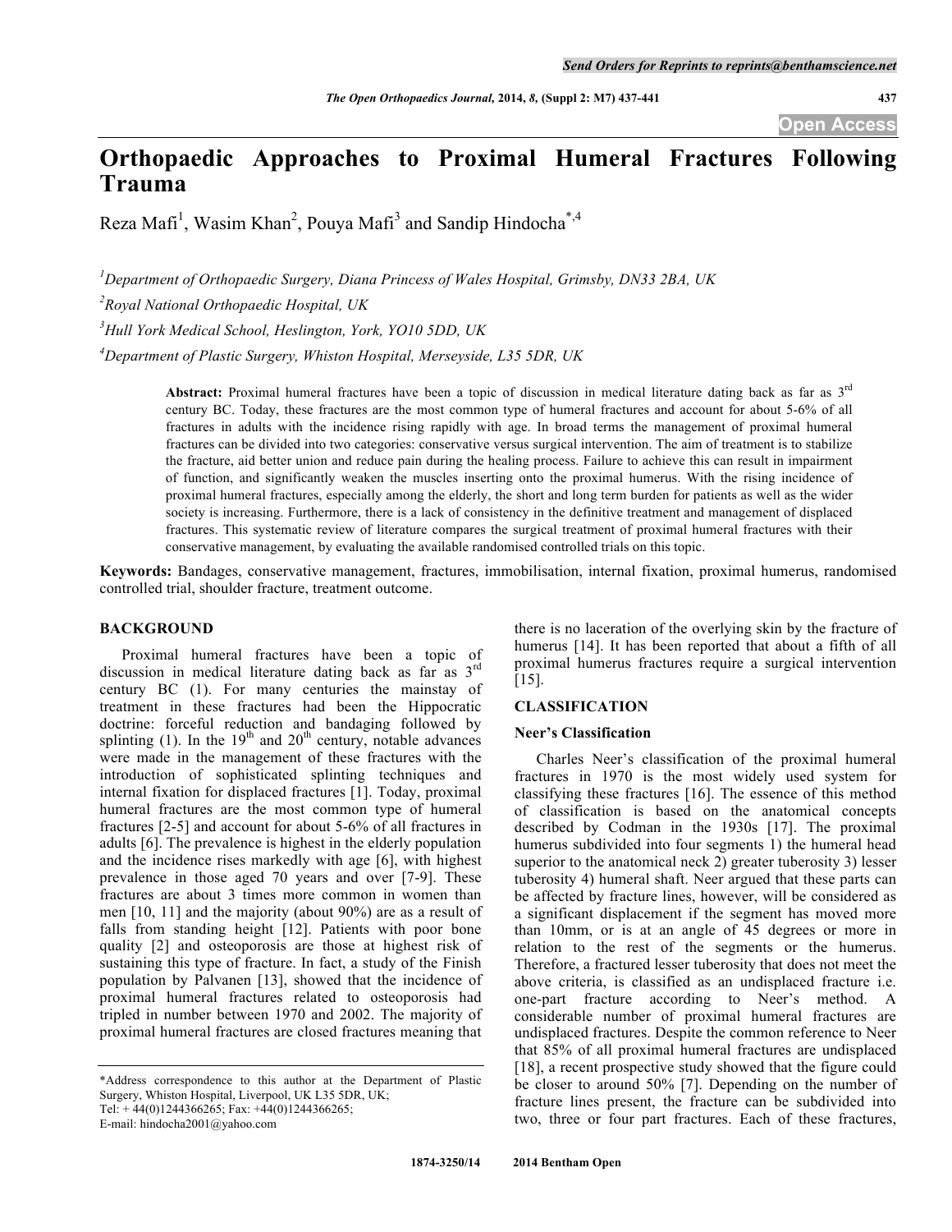# Orthopaedic Approaches to Proximal Humeral Fractures Following Trauma

Reza Mafi[1], Wasim Khan[2], Pouya Mafi[3] and Sandip Hindocha[*,4]

[1]Department of Orthopaedic Surgery, Diana Princess of Wales Hospital, Grimsby, DN33 2BA, UK

[2]Royal National Orthopaedic Hospital, UK

[3]Hull York Medical School, Heslington, York, YO10 5DD, UK

[4]Department of Plastic Surgery, Whiston Hospital, Merseyside, L35 5DR, UK

**Abstract:** Proximal humeral fractures have been a topic of discussion in medical literature dating back as far as 3rd century BC. Today, these fractures are the most common type of humeral fractures and account for about 5-6% of all fractures in adults with the incidence rising rapidly with age. In broad terms the management of proximal humeral fractures can be divided into two categories: conservative versus surgical intervention. The aim of treatment is to stabilize the fracture, aid better union and reduce pain during the healing process. Failure to achieve this can result in impairment of function, and significantly weaken the muscles inserting onto the proximal humerus. With the rising incidence of proximal humeral fractures, especially among the elderly, the short and long term burden for patients as well as the wider society is increasing. Furthermore, there is a lack of consistency in the definitive treatment and management of displaced fractures. This systematic review of literature compares the surgical treatment of proximal humeral fractures with their conservative management, by evaluating the available randomised controlled trials on this topic.

**Keywords:** Bandages, conservative management, fractures, immobilisation, internal fixation, proximal humerus, randomised controlled trial, shoulder fracture, treatment outcome.

## BACKGROUND

Proximal humeral fractures have been a topic of discussion in medical literature dating back as far as 3rd century BC (1). For many centuries the mainstay of treatment in these fractures had been the Hippocratic doctrine: forceful reduction and bandaging followed by splinting (1). In the 19th and 20th century, notable advances were made in the management of these fractures with the introduction of sophisticated splinting techniques and internal fixation for displaced fractures [1]. Today, proximal humeral fractures are the most common type of humeral fractures [2-5] and account for about 5-6% of all fractures in adults [6]. The prevalence is highest in the elderly population and the incidence rises markedly with age [6], with highest prevalence in those aged 70 years and over [7-9]. These fractures are about 3 times more common in women than men [10, 11] and the majority (about 90%) are as a result of falls from standing height [12]. Patients with poor bone quality [2] and osteoporosis are those at highest risk of sustaining this type of fracture. In fact, a study of the Finish population by Palvanen [13], showed that the incidence of proximal humeral fractures related to osteoporosis had tripled in number between 1970 and 2002. The majority of proximal humeral fractures are closed fractures meaning that there is no laceration of the overlying skin by the fracture of humerus [14]. It has been reported that about a fifth of all proximal humerus fractures require a surgical intervention [15].

## CLASSIFICATION

### Neer's Classification

Charles Neer's classification of the proximal humeral fractures in 1970 is the most widely used system for classifying these fractures [16]. The essence of this method of classification is based on the anatomical concepts described by Codman in the 1930s [17]. The proximal humerus subdivided into four segments 1) the humeral head superior to the anatomical neck 2) greater tuberosity 3) lesser tuberosity 4) humeral shaft. Neer argued that these parts can be affected by fracture lines, however, will be considered as a significant displacement if the segment has moved more than 10mm, or is at an angle of 45 degrees or more in relation to the rest of the segments or the humerus. Therefore, a fractured lesser tuberosity that does not meet the above criteria, is classified as an undisplaced fracture i.e. one-part fracture according to Neer's method. A considerable number of proximal humeral fractures are undisplaced fractures. Despite the common reference to Neer that 85% of all proximal humeral fractures are undisplaced [18], a recent prospective study showed that the figure could be closer to around 50% [7]. Depending on the number of fracture lines present, the fracture can be subdivided into two, three or four part fractures. Each of these fractures,

*Address correspondence to this author at the Department of Plastic Surgery, Whiston Hospital, Liverpool, UK L35 5DR, UK; Tel: + 44(0)1244366265; Fax: +44(0)1244366265; E-mail: hindocha2001@yahoo.com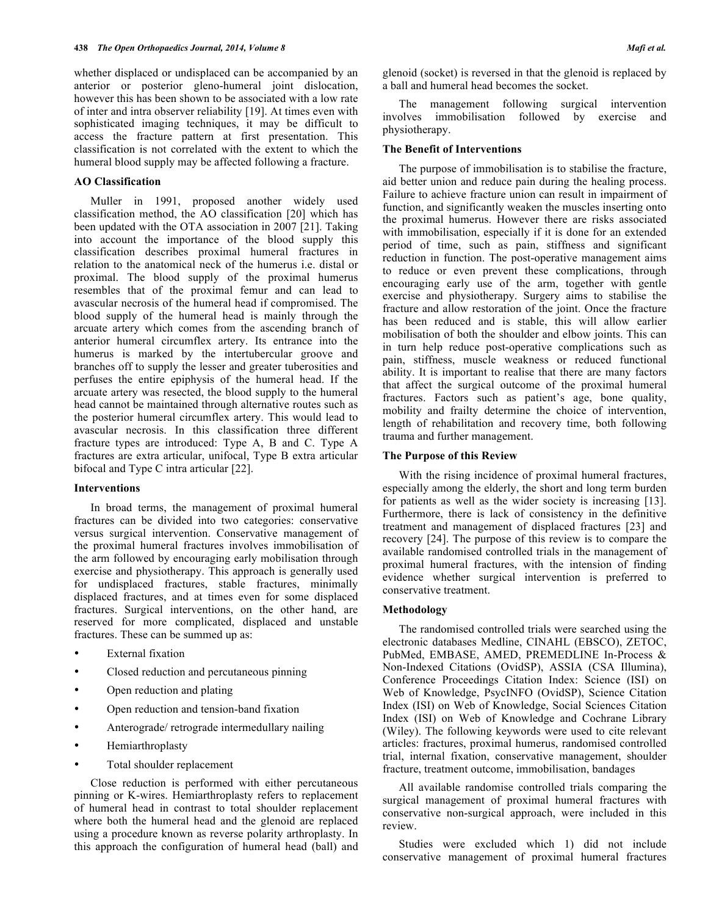whether displaced or undisplaced can be accompanied by an anterior or posterior gleno-humeral joint dislocation, however this has been shown to be associated with a low rate of inter and intra observer reliability [19]. At times even with sophisticated imaging techniques, it may be difficult to access the fracture pattern at first presentation. This classification is not correlated with the extent to which the humeral blood supply may be affected following a fracture.

### AO Classification

Muller in 1991, proposed another widely used classification method, the AO classification [20] which has been updated with the OTA association in 2007 [21]. Taking into account the importance of the blood supply this classification describes proximal humeral fractures in relation to the anatomical neck of the humerus i.e. distal or proximal. The blood supply of the proximal humerus resembles that of the proximal femur and can lead to avascular necrosis of the humeral head if compromised. The blood supply of the humeral head is mainly through the arcuate artery which comes from the ascending branch of anterior humeral circumflex artery. Its entrance into the humerus is marked by the intertubercular groove and branches off to supply the lesser and greater tuberosities and perfuses the entire epiphysis of the humeral head. If the arcuate artery was resected, the blood supply to the humeral head cannot be maintained through alternative routes such as the posterior humeral circumflex artery. This would lead to avascular necrosis. In this classification three different fracture types are introduced: Type A, B and C. Type A fractures are extra articular, unifocal, Type B extra articular bifocal and Type C intra articular [22].

### Interventions

In broad terms, the management of proximal humeral fractures can be divided into two categories: conservative versus surgical intervention. Conservative management of the proximal humeral fractures involves immobilisation of the arm followed by encouraging early mobilisation through exercise and physiotherapy. This approach is generally used for undisplaced fractures, stable fractures, minimally displaced fractures, and at times even for some displaced fractures. Surgical interventions, on the other hand, are reserved for more complicated, displaced and unstable fractures. These can be summed up as:

- External fixation
- Closed reduction and percutaneous pinning
- Open reduction and plating
- Open reduction and tension-band fixation
- Anterograde/ retrograde intermedullary nailing
- Hemiarthroplasty
- Total shoulder replacement

Close reduction is performed with either percutaneous pinning or K-wires. Hemiarthroplasty refers to replacement of humeral head in contrast to total shoulder replacement where both the humeral head and the glenoid are replaced using a procedure known as reverse polarity arthroplasty. In this approach the configuration of humeral head (ball) and glenoid (socket) is reversed in that the glenoid is replaced by a ball and humeral head becomes the socket.

The management following surgical intervention involves immobilisation followed by exercise and physiotherapy.

### The Benefit of Interventions

The purpose of immobilisation is to stabilise the fracture, aid better union and reduce pain during the healing process. Failure to achieve fracture union can result in impairment of function, and significantly weaken the muscles inserting onto the proximal humerus. However there are risks associated with immobilisation, especially if it is done for an extended period of time, such as pain, stiffness and significant reduction in function. The post-operative management aims to reduce or even prevent these complications, through encouraging early use of the arm, together with gentle exercise and physiotherapy. Surgery aims to stabilise the fracture and allow restoration of the joint. Once the fracture has been reduced and is stable, this will allow earlier mobilisation of both the shoulder and elbow joints. This can in turn help reduce post-operative complications such as pain, stiffness, muscle weakness or reduced functional ability. It is important to realise that there are many factors that affect the surgical outcome of the proximal humeral fractures. Factors such as patient's age, bone quality, mobility and frailty determine the choice of intervention, length of rehabilitation and recovery time, both following trauma and further management.

### The Purpose of this Review

With the rising incidence of proximal humeral fractures, especially among the elderly, the short and long term burden for patients as well as the wider society is increasing [13]. Furthermore, there is lack of consistency in the definitive treatment and management of displaced fractures [23] and recovery [24]. The purpose of this review is to compare the available randomised controlled trials in the management of proximal humeral fractures, with the intension of finding evidence whether surgical intervention is preferred to conservative treatment.

### Methodology

The randomised controlled trials were searched using the electronic databases Medline, CINAHL (EBSCO), ZETOC, PubMed, EMBASE, AMED, PREMEDLINE In-Process & Non-Indexed Citations (OvidSP), ASSIA (CSA Illumina), Conference Proceedings Citation Index: Science (ISI) on Web of Knowledge, PsycINFO (OvidSP), Science Citation Index (ISI) on Web of Knowledge, Social Sciences Citation Index (ISI) on Web of Knowledge and Cochrane Library (Wiley). The following keywords were used to cite relevant articles: fractures, proximal humerus, randomised controlled trial, internal fixation, conservative management, shoulder fracture, treatment outcome, immobilisation, bandages

All available randomise controlled trials comparing the surgical management of proximal humeral fractures with conservative non-surgical approach, were included in this review.

Studies were excluded which 1) did not include conservative management of proximal humeral fractures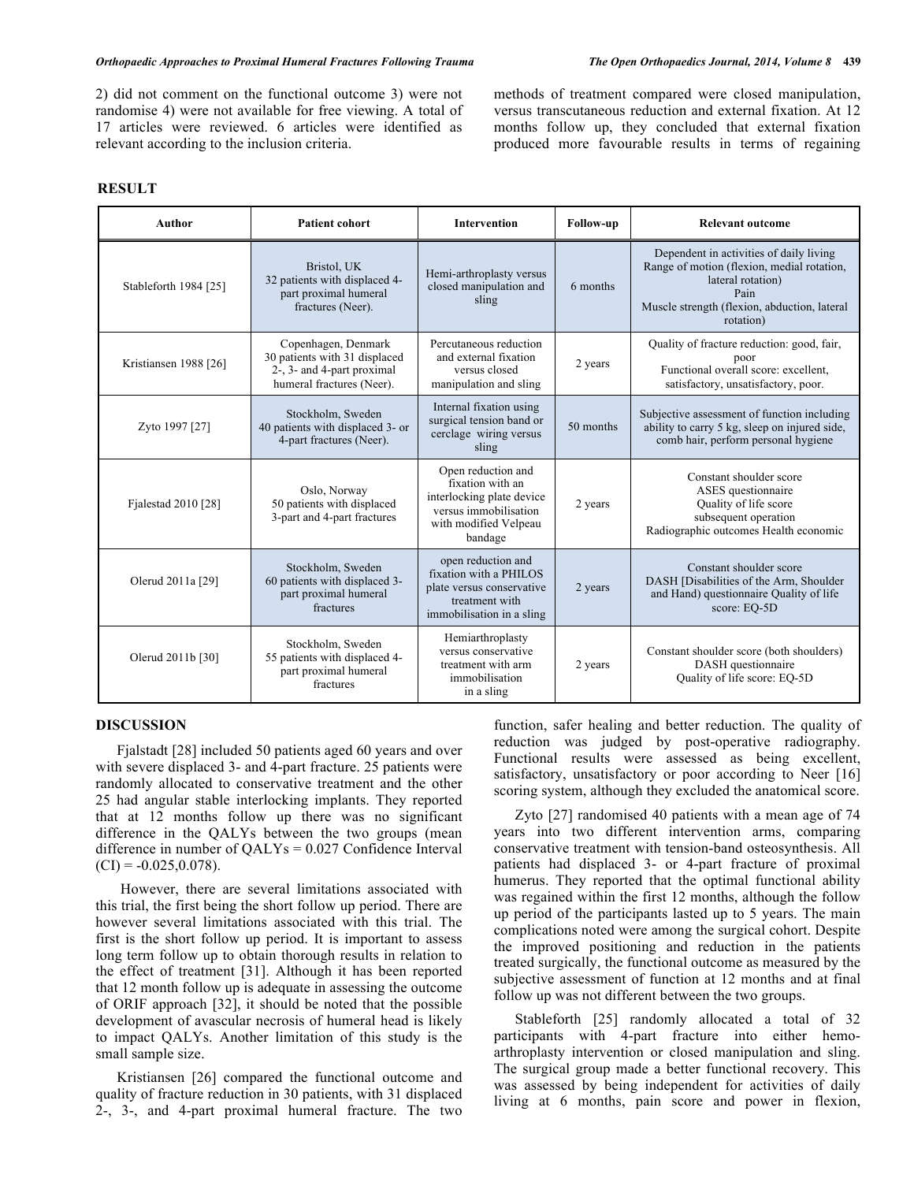2) did not comment on the functional outcome 3) were not randomise 4) were not available for free viewing. A total of 17 articles were reviewed. 6 articles were identified as relevant according to the inclusion criteria.

methods of treatment compared were closed manipulation, versus transcutaneous reduction and external fixation. At 12 months follow up, they concluded that external fixation produced more favourable results in terms of regaining function, safer healing and better reduction. The quality of reduction was judged by post-operative radiography. Functional results were assessed as being excellent, satisfactory, unsatisfactory or poor according to Neer [16] scoring system, although they excluded the anatomical score.

## RESULT

| Author | Patient cohort | Intervention | Follow-up | Relevant outcome |
|---|---|---|---|---|
| Stableforth 1984 [25] | Bristol, UK 32 patients with displaced 4-part proximal humeral fractures (Neer). | Hemi-arthroplasty versus closed manipulation and sling | 6 months | Dependent in activities of daily living Range of motion (flexion, medial rotation, lateral rotation) Pain Muscle strength (flexion, abduction, lateral rotation) |
| Kristiansen 1988 [26] | Copenhagen, Denmark 30 patients with 31 displaced 2-, 3- and 4-part proximal humeral fractures (Neer). | Percutaneous reduction and external fixation versus closed manipulation and sling | 2 years | Quality of fracture reduction: good, fair, poor Functional overall score: excellent, satisfactory, unsatisfactory, poor. |
| Zyto 1997 [27] | Stockholm, Sweden 40 patients with displaced 3- or 4-part fractures (Neer). | Internal fixation using surgical tension band or cerclage wiring versus sling | 50 months | Subjective assessment of function including ability to carry 5 kg, sleep on injured side, comb hair, perform personal hygiene |
| Fjalestad 2010 [28] | Oslo, Norway 50 patients with displaced 3-part and 4-part fractures | Open reduction and fixation with an interlocking plate device versus immobilisation with modified Velpeau bandage | 2 years | Constant shoulder score ASES questionnaire Quality of life score subsequent operation Radiographic outcomes Health economic |
| Olerud 2011a [29] | Stockholm, Sweden 60 patients with displaced 3-part proximal humeral fractures | open reduction and fixation with a PHILOS plate versus conservative treatment with immobilisation in a sling | 2 years | Constant shoulder score DASH [Disabilities of the Arm, Shoulder and Hand) questionnaire Quality of life score: EQ-5D |
| Olerud 2011b [30] | Stockholm, Sweden 55 patients with displaced 4-part proximal humeral fractures | Hemiarthroplasty versus conservative treatment with arm immobilisation in a sling | 2 years | Constant shoulder score (both shoulders) DASH questionnaire Quality of life score: EQ-5D |

## DISCUSSION

Fjalstadt [28] included 50 patients aged 60 years and over with severe displaced 3- and 4-part fracture. 25 patients were randomly allocated to conservative treatment and the other 25 had angular stable interlocking implants. They reported that at 12 months follow up there was no significant difference in the QALYs between the two groups (mean difference in number of QALYs = 0.027 Confidence Interval (CI) = -0.025,0.078).

However, there are several limitations associated with this trial, the first being the short follow up period. There are however several limitations associated with this trial. The first is the short follow up period. It is important to assess long term follow up to obtain thorough results in relation to the effect of treatment [31]. Although it has been reported that 12 month follow up is adequate in assessing the outcome of ORIF approach [32], it should be noted that the possible development of avascular necrosis of humeral head is likely to impact QALYs. Another limitation of this study is the small sample size.

Kristiansen [26] compared the functional outcome and quality of fracture reduction in 30 patients, with 31 displaced 2-, 3-, and 4-part proximal humeral fracture. The two

Zyto [27] randomised 40 patients with a mean age of 74 years into two different intervention arms, comparing conservative treatment with tension-band osteosynthesis. All patients had displaced 3- or 4-part fracture of proximal humerus. They reported that the optimal functional ability was regained within the first 12 months, although the follow up period of the participants lasted up to 5 years. The main complications noted were among the surgical cohort. Despite the improved positioning and reduction in the patients treated surgically, the functional outcome as measured by the subjective assessment of function at 12 months and at final follow up was not different between the two groups.

Stableforth [25] randomly allocated a total of 32 participants with 4-part fracture into either hemo-arthroplasty intervention or closed manipulation and sling. The surgical group made a better functional recovery. This was assessed by being independent for activities of daily living at 6 months, pain score and power in flexion,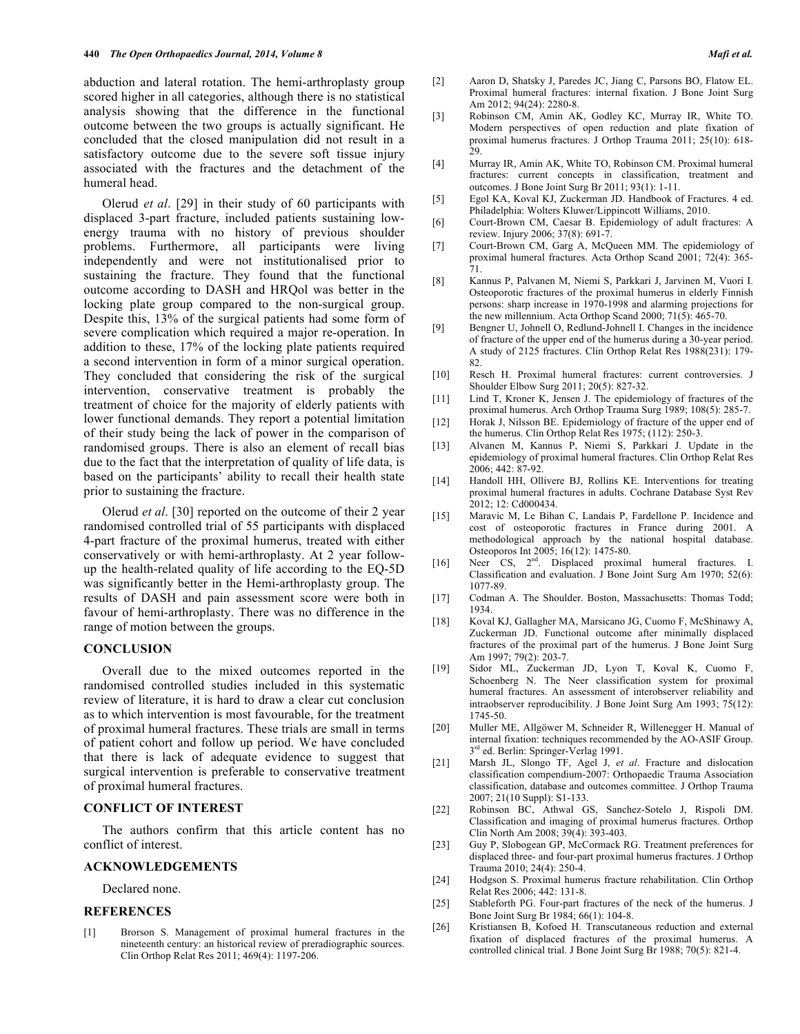abduction and lateral rotation. The hemi-arthroplasty group scored higher in all categories, although there is no statistical analysis showing that the difference in the functional outcome between the two groups is actually significant. He concluded that the closed manipulation did not result in a satisfactory outcome due to the severe soft tissue injury associated with the fractures and the detachment of the humeral head.

Olerud *et al*. [29] in their study of 60 participants with displaced 3-part fracture, included patients sustaining low-energy trauma with no history of previous shoulder problems. Furthermore, all participants were living independently and were not institutionalised prior to sustaining the fracture. They found that the functional outcome according to DASH and HRQol was better in the locking plate group compared to the non-surgical group. Despite this, 13% of the surgical patients had some form of severe complication which required a major re-operation. In addition to these, 17% of the locking plate patients required a second intervention in form of a minor surgical operation. They concluded that considering the risk of the surgical intervention, conservative treatment is probably the treatment of choice for the majority of elderly patients with lower functional demands. They report a potential limitation of their study being the lack of power in the comparison of randomised groups. There is also an element of recall bias due to the fact that the interpretation of quality of life data, is based on the participants' ability to recall their health state prior to sustaining the fracture.

Olerud *et al*. [30] reported on the outcome of their 2 year randomised controlled trial of 55 participants with displaced 4-part fracture of the proximal humerus, treated with either conservatively or with hemi-arthroplasty. At 2 year follow-up the health-related quality of life according to the EQ-5D was significantly better in the Hemi-arthroplasty group. The results of DASH and pain assessment score were both in favour of hemi-arthroplasty. There was no difference in the range of motion between the groups.

## CONCLUSION

Overall due to the mixed outcomes reported in the randomised controlled studies included in this systematic review of literature, it is hard to draw a clear cut conclusion as to which intervention is most favourable, for the treatment of proximal humeral fractures. These trials are small in terms of patient cohort and follow up period. We have concluded that there is lack of adequate evidence to suggest that surgical intervention is preferable to conservative treatment of proximal humeral fractures.

## CONFLICT OF INTEREST

The authors confirm that this article content has no conflict of interest.

## ACKNOWLEDGEMENTS

Declared none.

## REFERENCES

[1] Brorson S. Management of proximal humeral fractures in the nineteenth century: an historical review of preradiographic sources. Clin Orthop Relat Res 2011; 469(4): 1197-206.

[2] Aaron D, Shatsky J, Paredes JC, Jiang C, Parsons BO, Flatow EL. Proximal humeral fractures: internal fixation. J Bone Joint Surg Am 2012; 94(24): 2280-8.

[3] Robinson CM, Amin AK, Godley KC, Murray IR, White TO. Modern perspectives of open reduction and plate fixation of proximal humerus fractures. J Orthop Trauma 2011; 25(10): 618-29.

[4] Murray IR, Amin AK, White TO, Robinson CM. Proximal humeral fractures: current concepts in classification, treatment and outcomes. J Bone Joint Surg Br 2011; 93(1): 1-11.

[5] Egol KA, Koval KJ, Zuckerman JD. Handbook of Fractures. 4 ed. Philadelphia: Wolters Kluwer/Lippincott Williams, 2010.

[6] Court-Brown CM, Caesar B. Epidemiology of adult fractures: A review. Injury 2006; 37(8): 691-7.

[7] Court-Brown CM, Garg A, McQueen MM. The epidemiology of proximal humeral fractures. Acta Orthop Scand 2001; 72(4): 365-71.

[8] Kannus P, Palvanen M, Niemi S, Parkkari J, Jarvinen M, Vuori I. Osteoporotic fractures of the proximal humerus in elderly Finnish persons: sharp increase in 1970-1998 and alarming projections for the new millennium. Acta Orthop Scand 2000; 71(5): 465-70.

[9] Bengner U, Johnell O, Redlund-Johnell I. Changes in the incidence of fracture of the upper end of the humerus during a 30-year period. A study of 2125 fractures. Clin Orthop Relat Res 1988(231): 179-82.

[10] Resch H. Proximal humeral fractures: current controversies. J Shoulder Elbow Surg 2011; 20(5): 827-32.

[11] Lind T, Kroner K, Jensen J. The epidemiology of fractures of the proximal humerus. Arch Orthop Trauma Surg 1989; 108(5): 285-7.

[12] Horak J, Nilsson BE. Epidemiology of fracture of the upper end of the humerus. Clin Orthop Relat Res 1975; (112): 250-3.

[13] Alvanen M, Kannus P, Niemi S, Parkkari J. Update in the epidemiology of proximal humeral fractures. Clin Orthop Relat Res 2006; 442: 87-92.

[14] Handoll HH, Ollivere BJ, Rollins KE. Interventions for treating proximal humeral fractures in adults. Cochrane Database Syst Rev 2012; 12: Cd000434.

[15] Maravic M, Le Bihan C, Landais P, Fardellone P. Incidence and cost of osteoporotic fractures in France during 2001. A methodological approach by the national hospital database. Osteoporos Int 2005; 16(12): 1475-80.

[16] Neer CS, 2nd. Displaced proximal humeral fractures. I. Classification and evaluation. J Bone Joint Surg Am 1970; 52(6): 1077-89.

[17] Codman A. The Shoulder. Boston, Massachusetts: Thomas Todd; 1934.

[18] Koval KJ, Gallagher MA, Marsicano JG, Cuomo F, McShinawy A, Zuckerman JD. Functional outcome after minimally displaced fractures of the proximal part of the humerus. J Bone Joint Surg Am 1997; 79(2): 203-7.

[19] Sidor ML, Zuckerman JD, Lyon T, Koval K, Cuomo F, Schoenberg N. The Neer classification system for proximal humeral fractures. An assessment of interobserver reliability and intraobserver reproducibility. J Bone Joint Surg Am 1993; 75(12): 1745-50.

[20] Muller ME, Allgöwer M, Schneider R, Willenegger H. Manual of internal fixation: techniques recommended by the AO-ASIF Group. 3rd ed. Berlin: Springer-Verlag 1991.

[21] Marsh JL, Slongo TF, Agel J, *et al*. Fracture and dislocation classification compendium-2007: Orthopaedic Trauma Association classification, database and outcomes committee. J Orthop Trauma 2007; 21(10 Suppl): S1-133.

[22] Robinson BC, Athwal GS, Sanchez-Sotelo J, Rispoli DM. Classification and imaging of proximal humerus fractures. Orthop Clin North Am 2008; 39(4): 393-403.

[23] Guy P, Slobogean GP, McCormack RG. Treatment preferences for displaced three- and four-part proximal humerus fractures. J Orthop Trauma 2010; 24(4): 250-4.

[24] Hodgson S. Proximal humerus fracture rehabilitation. Clin Orthop Relat Res 2006; 442: 131-8.

[25] Stableforth PG. Four-part fractures of the neck of the humerus. J Bone Joint Surg Br 1984; 66(1): 104-8.

[26] Kristiansen B, Kofoed H. Transcutaneous reduction and external fixation of displaced fractures of the proximal humerus. A controlled clinical trial. J Bone Joint Surg Br 1988; 70(5): 821-4.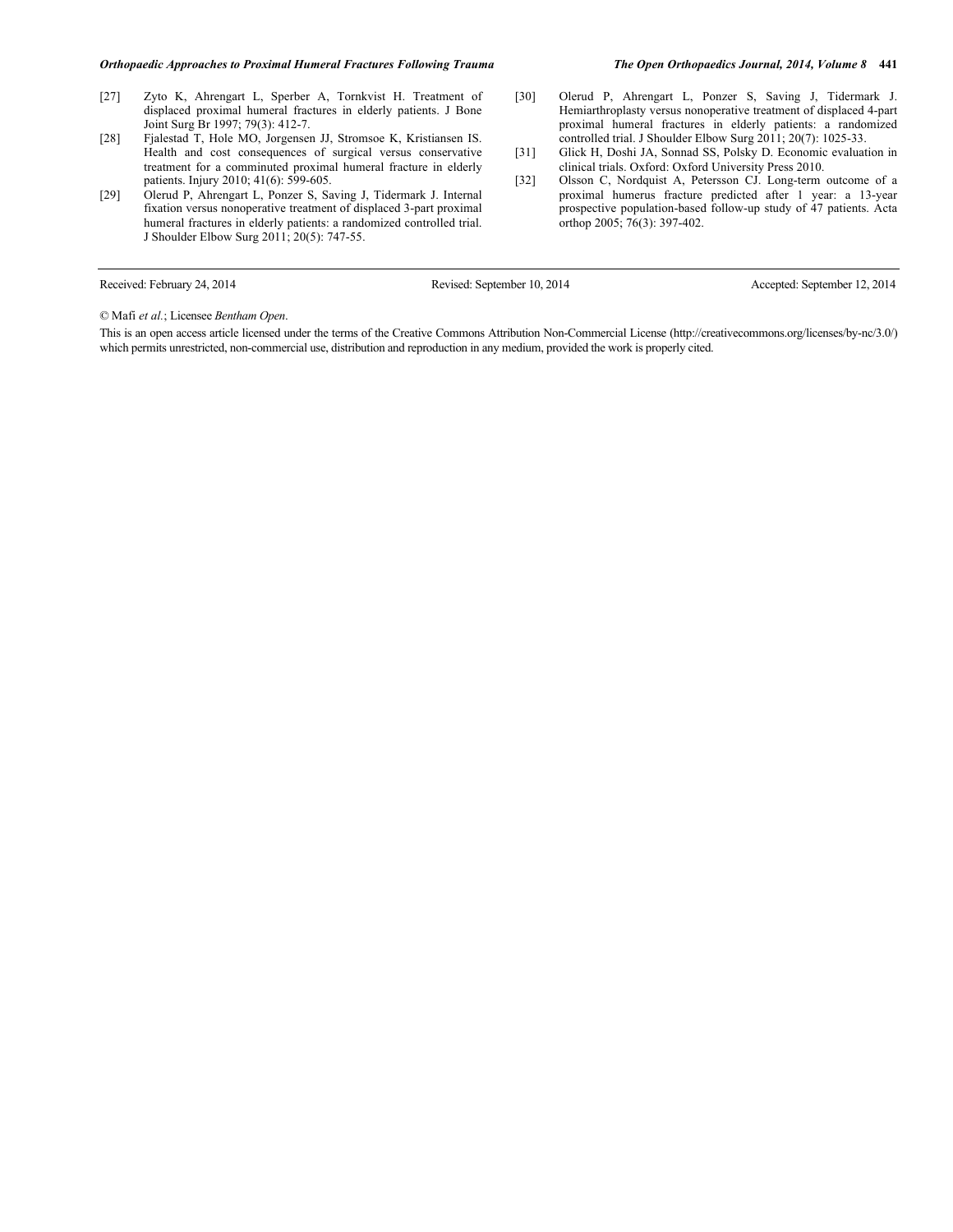[27] Zyto K, Ahrengart L, Sperber A, Tornkvist H. Treatment of displaced proximal humeral fractures in elderly patients. J Bone Joint Surg Br 1997; 79(3): 412-7.

[28] Fjalestad T, Hole MO, Jorgensen JJ, Stromsoe K, Kristiansen IS. Health and cost consequences of surgical versus conservative treatment for a comminuted proximal humeral fracture in elderly patients. Injury 2010; 41(6): 599-605.

[29] Olerud P, Ahrengart L, Ponzer S, Saving J, Tidermark J. Internal fixation versus nonoperative treatment of displaced 3-part proximal humeral fractures in elderly patients: a randomized controlled trial. J Shoulder Elbow Surg 2011; 20(5): 747-55.

[30] Olerud P, Ahrengart L, Ponzer S, Saving J, Tidermark J. Hemiarthroplasty versus nonoperative treatment of displaced 4-part proximal humeral fractures in elderly patients: a randomized controlled trial. J Shoulder Elbow Surg 2011; 20(7): 1025-33.

[31] Glick H, Doshi JA, Sonnad SS, Polsky D. Economic evaluation in clinical trials. Oxford: Oxford University Press 2010.

[32] Olsson C, Nordquist A, Petersson CJ. Long-term outcome of a proximal humerus fracture predicted after 1 year: a 13-year prospective population-based follow-up study of 47 patients. Acta orthop 2005; 76(3): 397-402.

---

Received: February 24, 2014 Revised: September 10, 2014 Accepted: September 12, 2014

© Mafi *et al.*; Licensee *Bentham Open*.

This is an open access article licensed under the terms of the Creative Commons Attribution Non-Commercial License (http://creativecommons.org/licenses/by-nc/3.0/) which permits unrestricted, non-commercial use, distribution and reproduction in any medium, provided the work is properly cited.